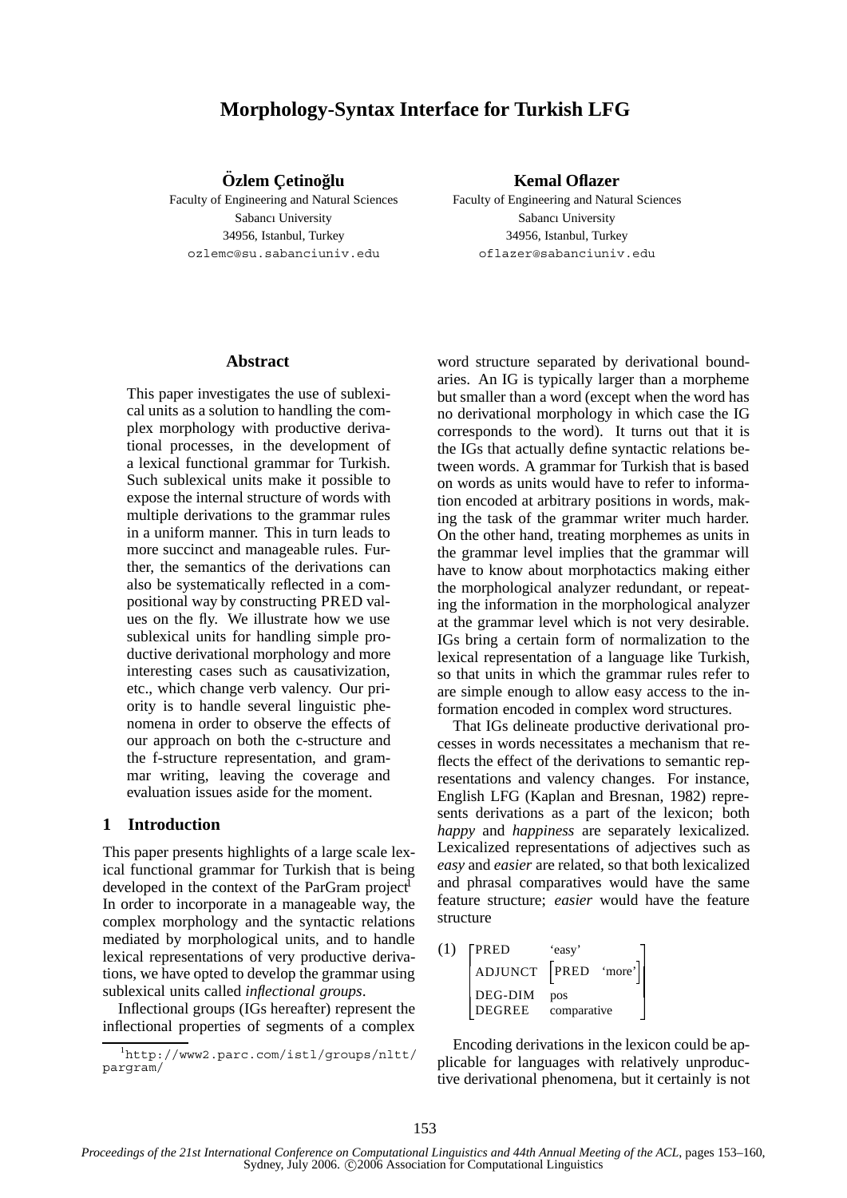# Morphology-Syntax Interface for Turkish LFG

**Özlem Çetinoğlu**
Faculty of Engineering and Natural Sciences
Sabancı University
34956, Istanbul, Turkey
ozlemc@su.sabanciuniv.edu

**Kemal Oflazer**
Faculty of Engineering and Natural Sciences
Sabancı University
34956, Istanbul, Turkey
oflazer@sabanciuniv.edu

## Abstract

This paper investigates the use of sublexical units as a solution to handling the complex morphology with productive derivational processes, in the development of a lexical functional grammar for Turkish. Such sublexical units make it possible to expose the internal structure of words with multiple derivations to the grammar rules in a uniform manner. This in turn leads to more succinct and manageable rules. Further, the semantics of the derivations can also be systematically reflected in a compositional way by constructing PRED values on the fly. We illustrate how we use sublexical units for handling simple productive derivational morphology and more interesting cases such as causativization, etc., which change verb valency. Our priority is to handle several linguistic phenomena in order to observe the effects of our approach on both the c-structure and the f-structure representation, and grammar writing, leaving the coverage and evaluation issues aside for the moment.

## 1 Introduction

This paper presents highlights of a large scale lexical functional grammar for Turkish that is being developed in the context of the ParGram project[1] In order to incorporate in a manageable way, the complex morphology and the syntactic relations mediated by morphological units, and to handle lexical representations of very productive derivations, we have opted to develop the grammar using sublexical units called *inflectional groups*.

Inflectional groups (IGs hereafter) represent the inflectional properties of segments of a complex word structure separated by derivational boundaries. An IG is typically larger than a morpheme but smaller than a word (except when the word has no derivational morphology in which case the IG corresponds to the word). It turns out that it is the IGs that actually define syntactic relations between words. A grammar for Turkish that is based on words as units would have to refer to information encoded at arbitrary positions in words, making the task of the grammar writer much harder. On the other hand, treating morphemes as units in the grammar level implies that the grammar will have to know about morphotactics making either the morphological analyzer redundant, or repeating the information in the morphological analyzer at the grammar level which is not very desirable. IGs bring a certain form of normalization to the lexical representation of a language like Turkish, so that units in which the grammar rules refer to are simple enough to allow easy access to the information encoded in complex word structures.

That IGs delineate productive derivational processes in words necessitates a mechanism that reflects the effect of the derivations to semantic representations and valency changes. For instance, English LFG (Kaplan and Bresnan, 1982) represents derivations as a part of the lexicon; both *happy* and *happiness* are separately lexicalized. Lexicalized representations of adjectives such as *easy* and *easier* are related, so that both lexicalized and phrasal comparatives would have the same feature structure; *easier* would have the feature structure

(1)
$$\begin{bmatrix} \text{PRED} & \text{'easy'} \\ \text{ADJUNCT} & \begin{bmatrix} \text{PRED} & \text{'more'} \end{bmatrix} \\ \text{DEG-DIM} & \text{pos} \\ \text{DEGREE} & \text{comparative} \end{bmatrix}$$

Encoding derivations in the lexicon could be applicable for languages with relatively unproductive derivational phenomena, but it certainly is not

[1] http://www2.parc.com/istl/groups/nltt/pargram/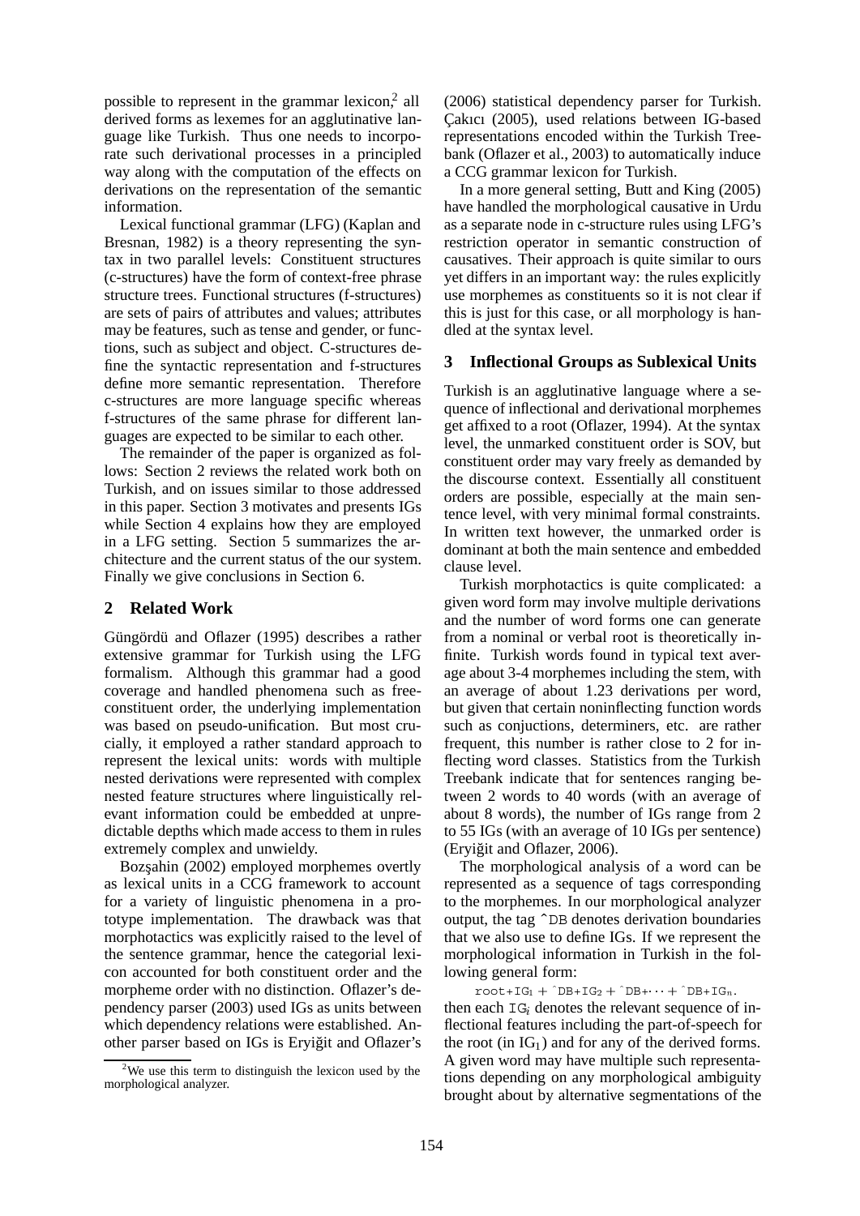possible to represent in the grammar lexicon,[2] all derived forms as lexemes for an agglutinative language like Turkish. Thus one needs to incorporate such derivational processes in a principled way along with the computation of the effects on derivations on the representation of the semantic information.

Lexical functional grammar (LFG) (Kaplan and Bresnan, 1982) is a theory representing the syntax in two parallel levels: Constituent structures (c-structures) have the form of context-free phrase structure trees. Functional structures (f-structures) are sets of pairs of attributes and values; attributes may be features, such as tense and gender, or functions, such as subject and object. C-structures define the syntactic representation and f-structures define more semantic representation. Therefore c-structures are more language specific whereas f-structures of the same phrase for different languages are expected to be similar to each other.

The remainder of the paper is organized as follows: Section 2 reviews the related work both on Turkish, and on issues similar to those addressed in this paper. Section 3 motivates and presents IGs while Section 4 explains how they are employed in a LFG setting. Section 5 summarizes the architecture and the current status of the our system. Finally we give conclusions in Section 6.

## 2 Related Work

Güngördü and Oflazer (1995) describes a rather extensive grammar for Turkish using the LFG formalism. Although this grammar had a good coverage and handled phenomena such as free-constituent order, the underlying implementation was based on pseudo-unification. But most crucially, it employed a rather standard approach to represent the lexical units: words with multiple nested derivations were represented with complex nested feature structures where linguistically relevant information could be embedded at unpredictable depths which made access to them in rules extremely complex and unwieldy.

Bozşahin (2002) employed morphemes overtly as lexical units in a CCG framework to account for a variety of linguistic phenomena in a prototype implementation. The drawback was that morphotactics was explicitly raised to the level of the sentence grammar, hence the categorial lexicon accounted for both constituent order and the morpheme order with no distinction. Oflazer's dependency parser (2003) used IGs as units between which dependency relations were established. Another parser based on IGs is Eryiğit and Oflazer's (2006) statistical dependency parser for Turkish. Çakıcı (2005), used relations between IG-based representations encoded within the Turkish Treebank (Oflazer et al., 2003) to automatically induce a CCG grammar lexicon for Turkish.

In a more general setting, Butt and King (2005) have handled the morphological causative in Urdu as a separate node in c-structure rules using LFG's restriction operator in semantic construction of causatives. Their approach is quite similar to ours yet differs in an important way: the rules explicitly use morphemes as constituents so it is not clear if this is just for this case, or all morphology is handled at the syntax level.

## 3 Inflectional Groups as Sublexical Units

Turkish is an agglutinative language where a sequence of inflectional and derivational morphemes get affixed to a root (Oflazer, 1994). At the syntax level, the unmarked constituent order is SOV, but constituent order may vary freely as demanded by the discourse context. Essentially all constituent orders are possible, especially at the main sentence level, with very minimal formal constraints. In written text however, the unmarked order is dominant at both the main sentence and embedded clause level.

Turkish morphotactics is quite complicated: a given word form may involve multiple derivations and the number of word forms one can generate from a nominal or verbal root is theoretically infinite. Turkish words found in typical text average about 3-4 morphemes including the stem, with an average of about 1.23 derivations per word, but given that certain noninflecting function words such as conjuctions, determiners, etc. are rather frequent, this number is rather close to 2 for inflecting word classes. Statistics from the Turkish Treebank indicate that for sentences ranging between 2 words to 40 words (with an average of about 8 words), the number of IGs range from 2 to 55 IGs (with an average of 10 IGs per sentence) (Eryiğit and Oflazer, 2006).

The morphological analysis of a word can be represented as a sequence of tags corresponding to the morphemes. In our morphological analyzer output, the tag `^DB` denotes derivation boundaries that we also use to define IGs. If we represent the morphological information in Turkish in the following general form:

$$\texttt{root+IG}_1 + \texttt{\^{}DB+IG}_2 + \texttt{\^{}DB+} \cdots + \texttt{\^{}DB+IG}_n.$$

then each $\texttt{IG}_i$ denotes the relevant sequence of inflectional features including the part-of-speech for the root (in $\text{IG}_1$) and for any of the derived forms. A given word may have multiple such representations depending on any morphological ambiguity brought about by alternative segmentations of the

[2] We use this term to distinguish the lexicon used by the morphological analyzer.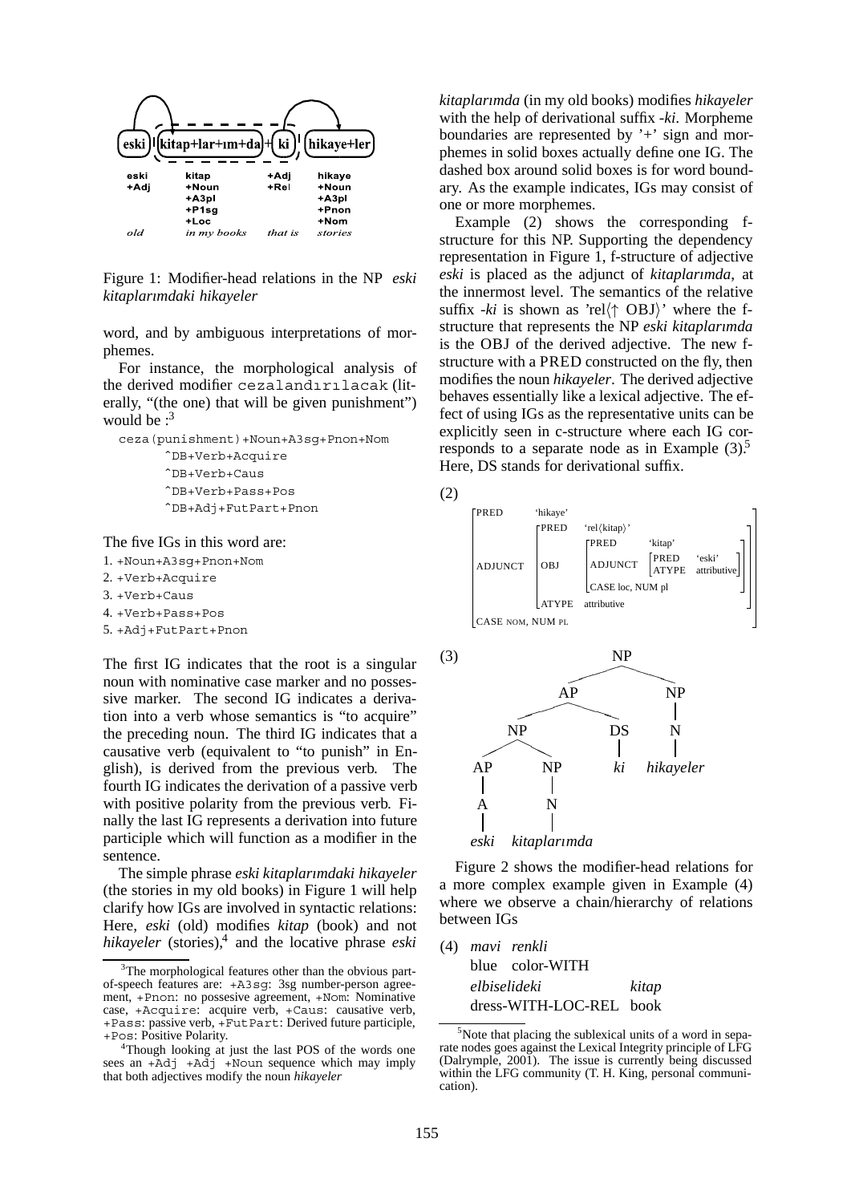| eski | kitap+lar+ım+da | ki | hikaye+ler |
| --- | --- | --- | --- |
| eski | kitap | +Adj | hikaye |
| +Adj | +Noun | +Rel | +Noun |
| | +A3pl | | +A3pl |
| | +P1sg | | +Pnon |
| | +Loc | | +Nom |
| *old* | *in my books* | *that is* | *stories* |

Figure 1: Modifier-head relations in the NP *eski kitaplarımdaki hikayeler*

word, and by ambiguous interpretations of morphemes.

For instance, the morphological analysis of the derived modifier `cezalandırılacak` (literally, "(the one) that will be given punishment") would be :[3]

```
ceza(punishment)+Noun+A3sg+Pnon+Nom
    ^DB+Verb+Acquire
    ^DB+Verb+Caus
    ^DB+Verb+Pass+Pos
    ^DB+Adj+FutPart+Pnon
```

The five IGs in this word are:

1. `+Noun+A3sg+Pnon+Nom`
2. `+Verb+Acquire`
3. `+Verb+Caus`
4. `+Verb+Pass+Pos`
5. `+Adj+FutPart+Pnon`

The first IG indicates that the root is a singular noun with nominative case marker and no possessive marker. The second IG indicates a derivation into a verb whose semantics is "to acquire" the preceding noun. The third IG indicates that a causative verb (equivalent to "to punish" in English), is derived from the previous verb. The fourth IG indicates the derivation of a passive verb with positive polarity from the previous verb. Finally the last IG represents a derivation into future participle which will function as a modifier in the sentence.

The simple phrase *eski kitaplarımdaki hikayeler* (the stories in my old books) in Figure 1 will help clarify how IGs are involved in syntactic relations: Here, *eski* (old) modifies *kitap* (book) and not *hikayeler* (stories),[4] and the locative phrase *eski kitaplarımda* (in my old books) modifies *hikayeler* with the help of derivational suffix *-ki*. Morpheme boundaries are represented by '+' sign and morphemes in solid boxes actually define one IG. The dashed box around solid boxes is for word boundary. As the example indicates, IGs may consist of one or more morphemes.

Example (2) shows the corresponding f-structure for this NP. Supporting the dependency representation in Figure 1, f-structure of adjective *eski* is placed as the adjunct of *kitaplarımda*, at the innermost level. The semantics of the relative suffix *-ki* is shown as 'rel⟨↑ OBJ⟩' where the f-structure that represents the NP *eski kitaplarımda* is the OBJ of the derived adjective. The new f-structure with a PRED constructed on the fly, then modifies the noun *hikayeler*. The derived adjective behaves essentially like a lexical adjective. The effect of using IGs as the representative units can be explicitly seen in c-structure where each IG corresponds to a separate node as in Example (3).[5] Here, DS stands for derivational suffix.

(2)

```
[PRED      'hikaye'
 ADJUNCT   [PRED   'rel⟨kitap⟩'
            OBJ    [PRED     'kitap'
                    ADJUNCT  [PRED  'eski'
                              ATYPE attributive]
                    CASE loc, NUM pl]
            ATYPE  attributive]
 CASE NOM, NUM PL]
```

(3)

```
NP
├── AP
│   ├── NP
│   │   ├── AP
│   │   │   └── A
│   │   │       └── eski
│   │   └── NP
│   │       └── N
│   │           └── kitaplarımda
│   └── DS
│       └── ki
└── NP
    └── N
        └── hikayeler
```

Figure 2 shows the modifier-head relations for a more complex example given in Example (4) where we observe a chain/hierarchy of relations between IGs

(4) *mavi renkli*
blue color-WITH
*elbiselideki* *kitap*
dress-WITH-LOC-REL book

[3] The morphological features other than the obvious part-of-speech features are: `+A3sg`: 3sg number-person agreement, `+Pnon`: no possesive agreement, `+Nom`: Nominative case, `+Acquire`: acquire verb, `+Caus`: causative verb, `+Pass`: passive verb, `+FutPart`: Derived future participle, `+Pos`: Positive Polarity.

[4] Though looking at just the last POS of the words one sees an `+Adj +Adj +Noun` sequence which may imply that both adjectives modify the noun *hikayeler*

[5] Note that placing the sublexical units of a word in separate nodes goes against the Lexical Integrity principle of LFG (Dalrymple, 2001). The issue is currently being discussed within the LFG community (T. H. King, personal communication).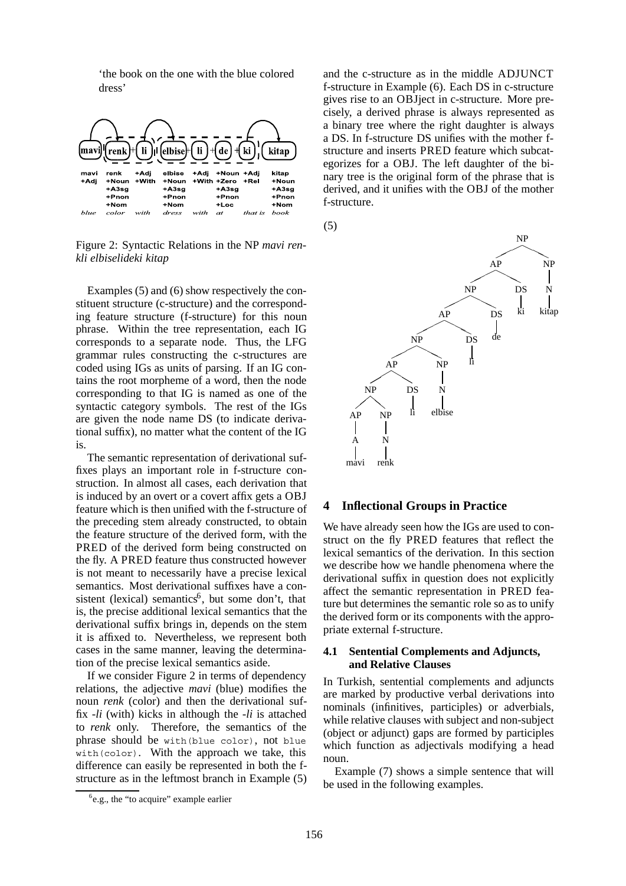'the book on the one with the blue colored dress'

| mavi | renk | li | elbise | li | de | ki | kitap |
|---|---|---|---|---|---|---|---|
| mavi +Adj | renk +Noun +A3sg +Pnon +Nom | +Adj +With | elbise +Noun +A3sg +Pnon +Nom | +Adj +With | +Noun +Zero +A3sg +Pnon +Loc | +Adj +Rel | kitap +Noun +A3sg +Pnon +Nom |
| *blue* | *color* | *with* | *dress* | *with* | *at* | *that is* | *book* |

Figure 2: Syntactic Relations in the NP *mavi renkli elbiselideki kitap*

Examples (5) and (6) show respectively the constituent structure (c-structure) and the corresponding feature structure (f-structure) for this noun phrase. Within the tree representation, each IG corresponds to a separate node. Thus, the LFG grammar rules constructing the c-structures are coded using IGs as units of parsing. If an IG contains the root morpheme of a word, then the node corresponding to that IG is named as one of the syntactic category symbols. The rest of the IGs are given the node name DS (to indicate derivational suffix), no matter what the content of the IG is.

The semantic representation of derivational suffixes plays an important role in f-structure construction. In almost all cases, each derivation that is induced by an overt or a covert affix gets a OBJ feature which is then unified with the f-structure of the preceding stem already constructed, to obtain the feature structure of the derived form, with the PRED of the derived form being constructed on the fly. A PRED feature thus constructed however is not meant to necessarily have a precise lexical semantics. Most derivational suffixes have a consistent (lexical) semantics[6], but some don't, that is, the precise additional lexical semantics that the derivational suffix brings in, depends on the stem it is affixed to. Nevertheless, we represent both cases in the same manner, leaving the determination of the precise lexical semantics aside.

If we consider Figure 2 in terms of dependency relations, the adjective *mavi* (blue) modifies the noun *renk* (color) and then the derivational suffix *-li* (with) kicks in although the *-li* is attached to *renk* only. Therefore, the semantics of the phrase should be `with(blue color)`, not `blue with(color)`. With the approach we take, this difference can easily be represented in both the f-structure as in the leftmost branch in Example (5) and the c-structure as in the middle ADJUNCT f-structure in Example (6). Each DS in c-structure gives rise to an OBJect in c-structure. More precisely, a derived phrase is always represented as a binary tree where the right daughter is always a DS. In f-structure DS unifies with the mother f-structure and inserts PRED feature which subcategorizes for a OBJ. The left daughter of the binary tree is the original form of the phrase that is derived, and it unifies with the OBJ of the mother f-structure.

(5)

```
[NP [AP [NP [AP [NP [AP [NP [AP [A mavi]] [NP [N renk]]] [DS li]] [NP [N elbise]]] [DS li]] [DS de]] [DS ki]] [NP [N kitap]]]
```

## 4 Inflectional Groups in Practice

We have already seen how the IGs are used to construct on the fly PRED features that reflect the lexical semantics of the derivation. In this section we describe how we handle phenomena where the derivational suffix in question does not explicitly affect the semantic representation in PRED feature but determines the semantic role so as to unify the derived form or its components with the appropriate external f-structure.

### 4.1 Sentential Complements and Adjuncts, and Relative Clauses

In Turkish, sentential complements and adjuncts are marked by productive verbal derivations into nominals (infinitives, participles) or adverbials, while relative clauses with subject and non-subject (object or adjunct) gaps are formed by participles which function as adjectivals modifying a head noun.

Example (7) shows a simple sentence that will be used in the following examples.

[6] e.g., the "to acquire" example earlier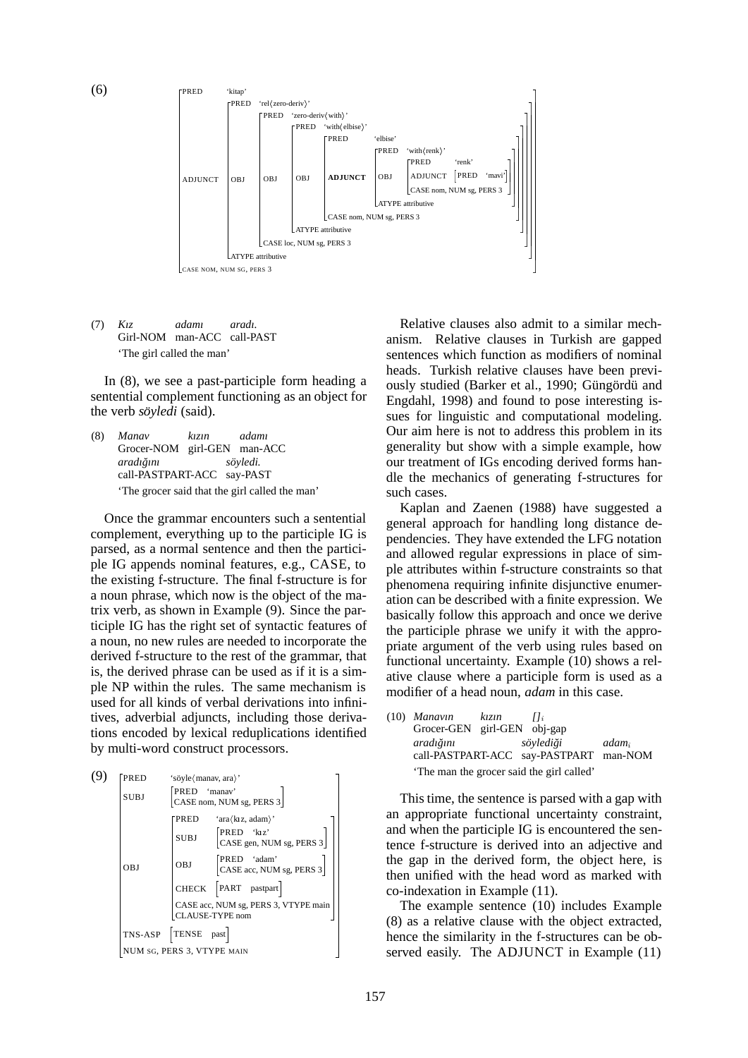(6)

```
PRED     'kitap'
ADJUNCT  [PRED   'rel⟨zero-deriv⟩'
          OBJ    [PRED   'zero-deriv⟨with⟩'
                  OBJ    [PRED   'with⟨elbise⟩'
                          OBJ    [PRED     'elbise'
                                  ADJUNCT  [PRED   'with⟨renk⟩'
                                            OBJ    [PRED     'renk'
                                                    ADJUNCT  [PRED 'mavi']
                                                    CASE nom, NUM sg, PERS 3]
                                            ATYPE attributive]
                                  CASE nom, NUM sg, PERS 3]
                          ATYPE attributive]
                  CASE loc, NUM sg, PERS 3]
          ATYPE attributive]
CASE NOM, NUM SG, PERS 3
```

(7) *Kız* *adamı* *aradı.*
Girl-NOM man-ACC call-PAST
'The girl called the man'

In (8), we see a past-participle form heading a sentential complement functioning as an object for the verb *söyledi* (said).

(8) *Manav* *kızın* *adamı*
Grocer-NOM girl-GEN man-ACC
*aradığını* *söyledi.*
call-PASTPART-ACC say-PAST
'The grocer said that the girl called the man'

Once the grammar encounters such a sentential complement, everything up to the participle IG is parsed, as a normal sentence and then the participle IG appends nominal features, e.g., CASE, to the existing f-structure. The final f-structure is for a noun phrase, which now is the object of the matrix verb, as shown in Example (9). Since the participle IG has the right set of syntactic features of a noun, no new rules are needed to incorporate the derived f-structure to the rest of the grammar, that is, the derived phrase can be used as if it is a simple NP within the rules. The same mechanism is used for all kinds of verbal derivations into infinitives, adverbial adjuncts, including those derivations encoded by lexical reduplications identified by multi-word construct processors.

(9)

```
PRED     'söyle⟨manav, ara⟩'
SUBJ     [PRED 'manav'
          CASE nom, NUM sg, PERS 3]
OBJ      [PRED   'ara⟨kız, adam⟩'
          SUBJ   [PRED 'kız'
                  CASE gen, NUM sg, PERS 3]
          OBJ    [PRED 'adam'
                  CASE acc, NUM sg, PERS 3]
          CHECK  [PART pastpart]
          CASE acc, NUM sg, PERS 3, VTYPE main
          CLAUSE-TYPE nom]
TNS-ASP  [TENSE past]
NUM SG, PERS 3, VTYPE MAIN
```

Relative clauses also admit to a similar mechanism. Relative clauses in Turkish are gapped sentences which function as modifiers of nominal heads. Turkish relative clauses have been previously studied (Barker et al., 1990; Güngördü and Engdahl, 1998) and found to pose interesting issues for linguistic and computational modeling. Our aim here is not to address this problem in its generality but show with a simple example, how our treatment of IGs encoding derived forms handle the mechanics of generating f-structures for such cases.

Kaplan and Zaenen (1988) have suggested a general approach for handling long distance dependencies. They have extended the LFG notation and allowed regular expressions in place of simple attributes within f-structure constraints so that phenomena requiring infinite disjunctive enumeration can be described with a finite expression. We basically follow this approach and once we derive the participle phrase we unify it with the appropriate argument of the verb using rules based on functional uncertainty. Example (10) shows a relative clause where a participle form is used as a modifier of a head noun, *adam* in this case.

(10) *Manavın* *kızın* $[]_i$
Grocer-GEN girl-GEN obj-gap
*aradığını* *söylediği* $adam_i$
call-PASTPART-ACC say-PASTPART man-NOM
'The man the grocer said the girl called'

This time, the sentence is parsed with a gap with an appropriate functional uncertainty constraint, and when the participle IG is encountered the sentence f-structure is derived into an adjective and the gap in the derived form, the object here, is then unified with the head word as marked with co-indexation in Example (11).

The example sentence (10) includes Example (8) as a relative clause with the object extracted, hence the similarity in the f-structures can be observed easily. The ADJUNCT in Example (11)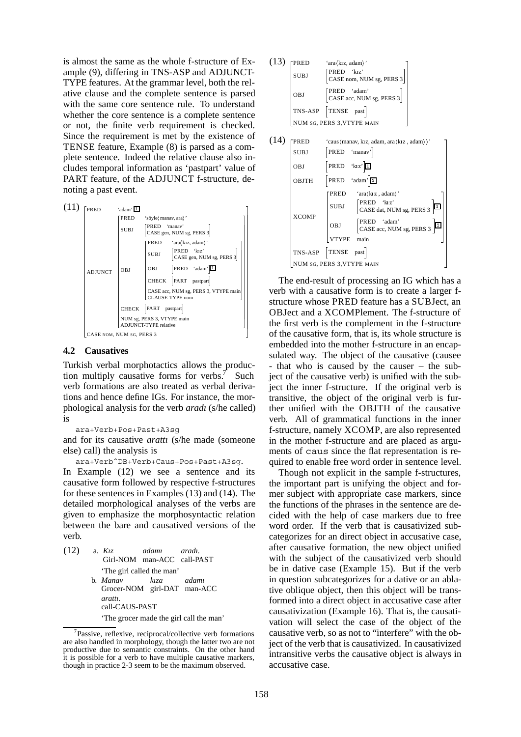is almost the same as the whole f-structure of Example (9), differing in TNS-ASP and ADJUNCT-TYPE features. At the grammar level, both the relative clause and the complete sentence is parsed with the same core sentence rule. To understand whether the core sentence is a complete sentence or not, the finite verb requirement is checked. Since the requirement is met by the existence of TENSE feature, Example (8) is parsed as a complete sentence. Indeed the relative clause also includes temporal information as 'pastpart' value of PART feature, of the ADJUNCT f-structure, denoting a past event.

(11)
```
[PRED      'adam' [1]
 ADJUNCT   [PRED  'söyle⟨manav, ara⟩'
            SUBJ  [PRED 'manav'
                   CASE gen, NUM sg, PERS 3]
            OBJ   [PRED  'ara⟨kız, adam⟩'
                   SUBJ  [PRED 'kız'
                          CASE gen, NUM sg, PERS 3]
                   OBJ   [PRED 'adam'] [1]
                   CHECK [PART pastpart]
                   CASE acc, NUM sg, PERS 3, VTYPE main
                   CLAUSE-TYPE nom]
            CHECK [PART pastpart]
            NUM sg, PERS 3, VTYPE main
            ADJUNCT-TYPE relative]
 CASE NOM, NUM SG, PERS 3]
```

## 4.2 Causatives

Turkish verbal morphotactics allows the production multiply causative forms for verbs.[7] Such verb formations are also treated as verbal derivations and hence define IGs. For instance, the morphological analysis for the verb *aradı* (s/he called) is

`ara+Verb+Pos+Past+A3sg`

and for its causative *arattı* (s/he made (someone else) call) the analysis is

`ara+Verb^DB+Verb+Caus+Pos+Past+A3sg`.

In Example (12) we see a sentence and its causative form followed by respective f-structures for these sentences in Examples (13) and (14). The detailed morphological analyses of the verbs are given to emphasize the morphosyntactic relation between the bare and causativized versions of the verb.

(12)
a. *Kız adamı aradı.*
Girl-NOM man-ACC call-PAST
'The girl called the man'

b. *Manav kıza adamı arattı.*
Grocer-NOM girl-DAT man-ACC call-CAUS-PAST
'The grocer made the girl call the man'

[7] Passive, reflexive, reciprocal/collective verb formations are also handled in morphology, though the latter two are not productive due to semantic constraints. On the other hand it is possible for a verb to have multiple causative markers, though in practice 2-3 seem to be the maximum observed.

(13)
```
[PRED     'ara⟨kız, adam⟩'
 SUBJ     [PRED 'kız'
           CASE nom, NUM sg, PERS 3]
 OBJ      [PRED 'adam'
           CASE acc, NUM sg, PERS 3]
 TNS-ASP  [TENSE past]
 NUM SG, PERS 3,VTYPE MAIN]
```

(14)
```
[PRED     'caus⟨manav, kız, adam, ara⟨kız , adam⟩⟩'
 SUBJ     [PRED 'manav']
 OBJ      [PRED 'kız'] [1]
 OBJTH    [PRED 'adam'] [2]
 XCOMP    [PRED  'ara⟨kız , adam⟩'
           SUBJ  [PRED 'kız'
                  CASE dat, NUM sg, PERS 3] [1]
           OBJ   [PRED 'adam'
                  CASE acc, NUM sg, PERS 3] [2]
           VTYPE main]
 TNS-ASP  [TENSE past]
 NUM SG, PERS 3,VTYPE MAIN]
```

The end-result of processing an IG which has a verb with a causative form is to create a larger f-structure whose PRED feature has a SUBJect, an OBJect and a XCOMPlement. The f-structure of the first verb is the complement in the f-structure of the causative form, that is, its whole structure is embedded into the mother f-structure in an encapsulated way. The object of the causative (causee - that who is caused by the causer – the subject of the causative verb) is unified with the subject the inner f-structure. If the original verb is transitive, the object of the original verb is further unified with the OBJTH of the causative verb. All of grammatical functions in the inner f-structure, namely XCOMP, are also represented in the mother f-structure and are placed as arguments of `caus` since the flat representation is required to enable free word order in sentence level.

Though not explicit in the sample f-structures, the important part is unifying the object and former subject with appropriate case markers, since the functions of the phrases in the sentence are decided with the help of case markers due to free word order. If the verb that is causativized subcategorizes for an direct object in accusative case, after causative formation, the new object unified with the subject of the causativized verb should be in dative case (Example 15). But if the verb in question subcategorizes for a dative or an ablative oblique object, then this object will be transformed into a direct object in accusative case after causativization (Example 16). That is, the causativation will select the case of the object of the causative verb, so as not to "interfere" with the object of the verb that is causativized. In causativized intransitive verbs the causative object is always in accusative case.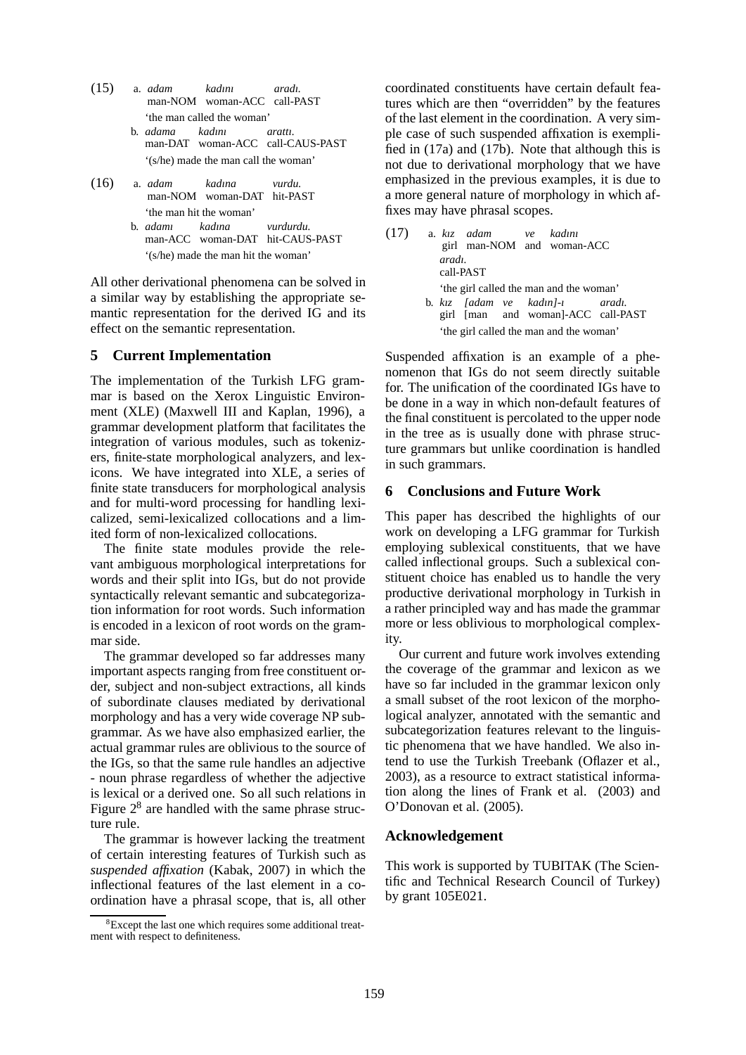(15) a. *adam* *kadını* *aradı.*
man-NOM woman-ACC call-PAST
'the man called the woman'

b. *adama* *kadını* *arattı.*
man-DAT woman-ACC call-CAUS-PAST
'(s/he) made the man call the woman'

(16) a. *adam* *kadına* *vurdu.*
man-NOM woman-DAT hit-PAST
'the man hit the woman'

b. *adamı* *kadına* *vurdurdu.*
man-ACC woman-DAT hit-CAUS-PAST
'(s/he) made the man hit the woman'

All other derivational phenomena can be solved in a similar way by establishing the appropriate semantic representation for the derived IG and its effect on the semantic representation.

## 5 Current Implementation

The implementation of the Turkish LFG grammar is based on the Xerox Linguistic Environment (XLE) (Maxwell III and Kaplan, 1996), a grammar development platform that facilitates the integration of various modules, such as tokenizers, finite-state morphological analyzers, and lexicons. We have integrated into XLE, a series of finite state transducers for morphological analysis and for multi-word processing for handling lexicalized, semi-lexicalized collocations and a limited form of non-lexicalized collocations.

The finite state modules provide the relevant ambiguous morphological interpretations for words and their split into IGs, but do not provide syntactically relevant semantic and subcategorization information for root words. Such information is encoded in a lexicon of root words on the grammar side.

The grammar developed so far addresses many important aspects ranging from free constituent order, subject and non-subject extractions, all kinds of subordinate clauses mediated by derivational morphology and has a very wide coverage NP subgrammar. As we have also emphasized earlier, the actual grammar rules are oblivious to the source of the IGs, so that the same rule handles an adjective - noun phrase regardless of whether the adjective is lexical or a derived one. So all such relations in Figure 2[8] are handled with the same phrase structure rule.

The grammar is however lacking the treatment of certain interesting features of Turkish such as *suspended affixation* (Kabak, 2007) in which the inflectional features of the last element in a coordination have a phrasal scope, that is, all other coordinated constituents have certain default features which are then "overridden" by the features of the last element in the coordination. A very simple case of such suspended affixation is exemplified in (17a) and (17b). Note that although this is not due to derivational morphology that we have emphasized in the previous examples, it is due to a more general nature of morphology in which affixes may have phrasal scopes.

(17) a. *kız* *adam* *ve* *kadını*
girl man-NOM and woman-ACC
*aradı.*
call-PAST
'the girl called the man and the woman'

b. *kız* *[adam* *ve* *kadın]-ı* *aradı.*
girl [man and woman]-ACC call-PAST
'the girl called the man and the woman'

Suspended affixation is an example of a phenomenon that IGs do not seem directly suitable for. The unification of the coordinated IGs have to be done in a way in which non-default features of the final constituent is percolated to the upper node in the tree as is usually done with phrase structure grammars but unlike coordination is handled in such grammars.

## 6 Conclusions and Future Work

This paper has described the highlights of our work on developing a LFG grammar for Turkish employing sublexical constituents, that we have called inflectional groups. Such a sublexical constituent choice has enabled us to handle the very productive derivational morphology in Turkish in a rather principled way and has made the grammar more or less oblivious to morphological complexity.

Our current and future work involves extending the coverage of the grammar and lexicon as we have so far included in the grammar lexicon only a small subset of the root lexicon of the morphological analyzer, annotated with the semantic and subcategorization features relevant to the linguistic phenomena that we have handled. We also intend to use the Turkish Treebank (Oflazer et al., 2003), as a resource to extract statistical information along the lines of Frank et al. (2003) and O'Donovan et al. (2005).

## Acknowledgement

This work is supported by TUBITAK (The Scientific and Technical Research Council of Turkey) by grant 105E021.

[8] Except the last one which requires some additional treatment with respect to definiteness.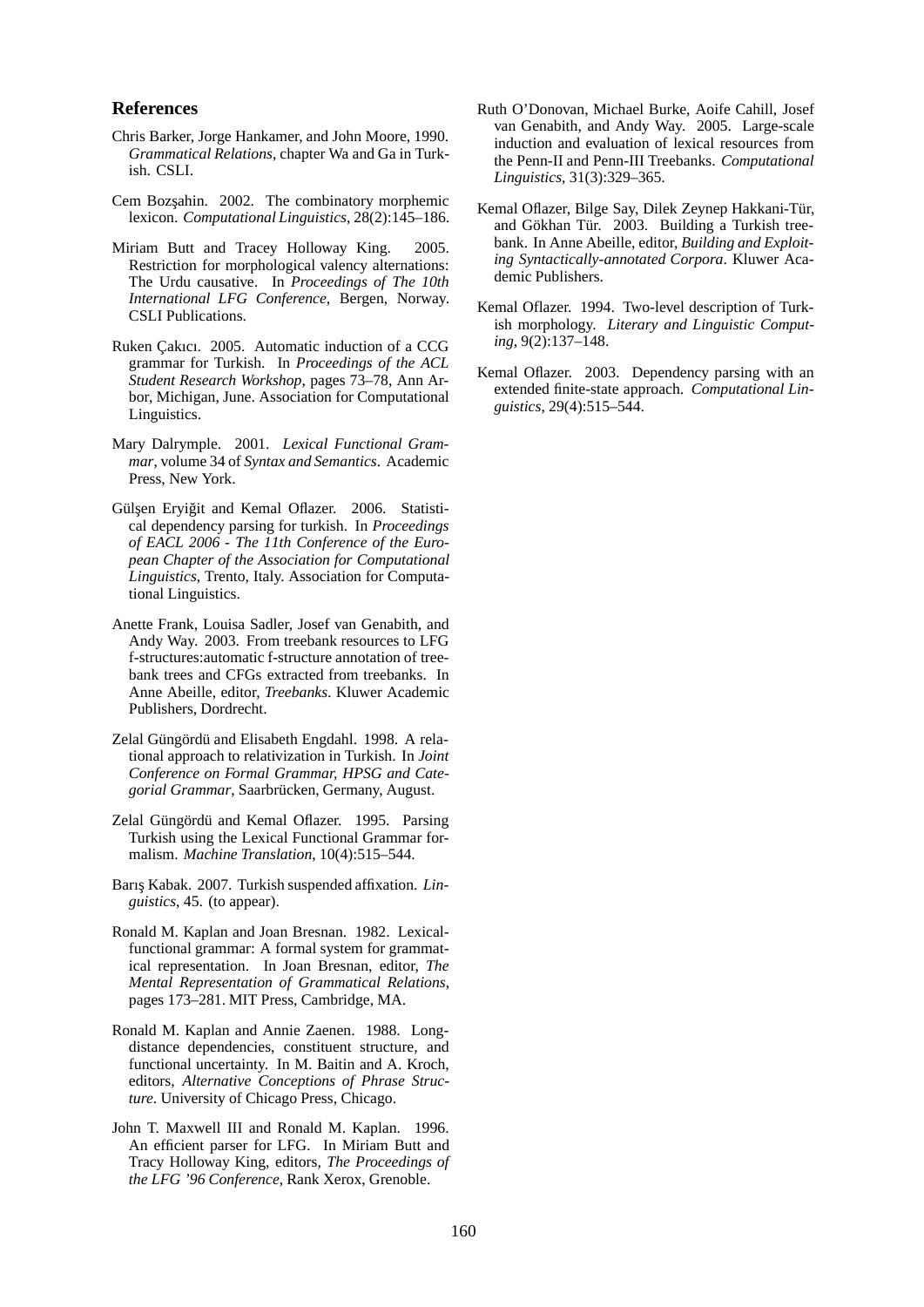## References

Chris Barker, Jorge Hankamer, and John Moore, 1990. *Grammatical Relations*, chapter Wa and Ga in Turkish. CSLI.

Cem Bozşahin. 2002. The combinatory morphemic lexicon. *Computational Linguistics*, 28(2):145–186.

Miriam Butt and Tracey Holloway King. 2005. Restriction for morphological valency alternations: The Urdu causative. In *Proceedings of The 10th International LFG Conference*, Bergen, Norway. CSLI Publications.

Ruken Çakıcı. 2005. Automatic induction of a CCG grammar for Turkish. In *Proceedings of the ACL Student Research Workshop*, pages 73–78, Ann Arbor, Michigan, June. Association for Computational Linguistics.

Mary Dalrymple. 2001. *Lexical Functional Grammar*, volume 34 of *Syntax and Semantics*. Academic Press, New York.

Gülşen Eryiğit and Kemal Oflazer. 2006. Statistical dependency parsing for turkish. In *Proceedings of EACL 2006 - The 11th Conference of the European Chapter of the Association for Computational Linguistics*, Trento, Italy. Association for Computational Linguistics.

Anette Frank, Louisa Sadler, Josef van Genabith, and Andy Way. 2003. From treebank resources to LFG f-structures:automatic f-structure annotation of treebank trees and CFGs extracted from treebanks. In Anne Abeille, editor, *Treebanks*. Kluwer Academic Publishers, Dordrecht.

Zelal Güngördü and Elisabeth Engdahl. 1998. A relational approach to relativization in Turkish. In *Joint Conference on Formal Grammar, HPSG and Categorial Grammar*, Saarbrücken, Germany, August.

Zelal Güngördü and Kemal Oflazer. 1995. Parsing Turkish using the Lexical Functional Grammar formalism. *Machine Translation*, 10(4):515–544.

Barış Kabak. 2007. Turkish suspended affixation. *Linguistics*, 45. (to appear).

Ronald M. Kaplan and Joan Bresnan. 1982. Lexical-functional grammar: A formal system for grammatical representation. In Joan Bresnan, editor, *The Mental Representation of Grammatical Relations*, pages 173–281. MIT Press, Cambridge, MA.

Ronald M. Kaplan and Annie Zaenen. 1988. Long-distance dependencies, constituent structure, and functional uncertainty. In M. Baitin and A. Kroch, editors, *Alternative Conceptions of Phrase Structure*. University of Chicago Press, Chicago.

John T. Maxwell III and Ronald M. Kaplan. 1996. An efficient parser for LFG. In Miriam Butt and Tracy Holloway King, editors, *The Proceedings of the LFG '96 Conference*, Rank Xerox, Grenoble.

Ruth O'Donovan, Michael Burke, Aoife Cahill, Josef van Genabith, and Andy Way. 2005. Large-scale induction and evaluation of lexical resources from the Penn-II and Penn-III Treebanks. *Computational Linguistics*, 31(3):329–365.

Kemal Oflazer, Bilge Say, Dilek Zeynep Hakkani-Tür, and Gökhan Tür. 2003. Building a Turkish treebank. In Anne Abeille, editor, *Building and Exploiting Syntactically-annotated Corpora*. Kluwer Academic Publishers.

Kemal Oflazer. 1994. Two-level description of Turkish morphology. *Literary and Linguistic Computing*, 9(2):137–148.

Kemal Oflazer. 2003. Dependency parsing with an extended finite-state approach. *Computational Linguistics*, 29(4):515–544.